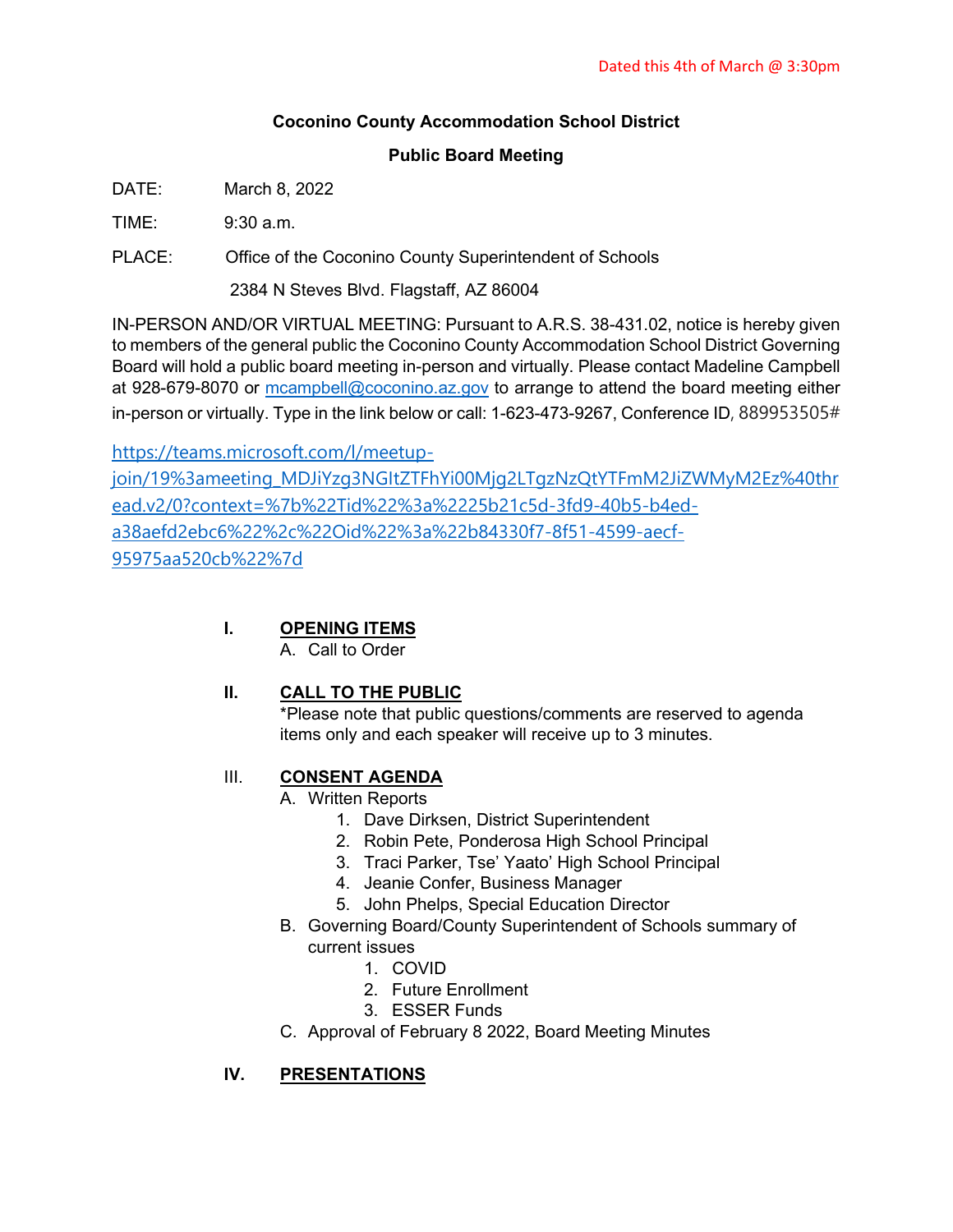Dated this 4th of March @ 3:30pm

**Coconino County Accommodation School District**

**Public Board Meeting**

DATE: March 8, 2022

TIME: 9:30 a.m.

PLACE: Office of the Coconino County Superintendent of Schools

2384 N Steves Blvd. Flagstaff, AZ 86004

IN-PERSON AND/OR VIRTUAL MEETING: Pursuant to A.R.S. 38-431.02, notice is hereby given to members of the general public the Coconino County Accommodation School District Governing Board will hold a public board meeting in-person and virtually. Please contact Madeline Campbell at 928-679-8070 or mcampbell@coconino.az.gov to arrange to attend the board meeting either in-person or virtually. Type in the link below or call: 1-623-473-9267, Conference ID, 889953505#

https://teams.microsoft.com/l/meetup-join/19%3ameeting_MDJiYzg3NGItZTFhYi00Mjg2LTgzNzQtYTFmM2JiZWMyM2Ez%40thread.v2/0?context=%7b%22Tid%22%3a%2225b21c5d-3fd9-40b5-b4ed-a38aefd2ebc6%22%2c%22Oid%22%3a%22b84330f7-8f51-4599-aecf-95975aa520cb%22%7d

**I. OPENING ITEMS**

A. Call to Order

**II. CALL TO THE PUBLIC**

*Please note that public questions/comments are reserved to agenda items only and each speaker will receive up to 3 minutes.

III. **CONSENT AGENDA**

A. Written Reports
   1. Dave Dirksen, District Superintendent
   2. Robin Pete, Ponderosa High School Principal
   3. Traci Parker, Tse' Yaato' High School Principal
   4. Jeanie Confer, Business Manager
   5. John Phelps, Special Education Director

B. Governing Board/County Superintendent of Schools summary of current issues
   1. COVID
   2. Future Enrollment
   3. ESSER Funds

C. Approval of February 8 2022, Board Meeting Minutes

**IV. PRESENTATIONS**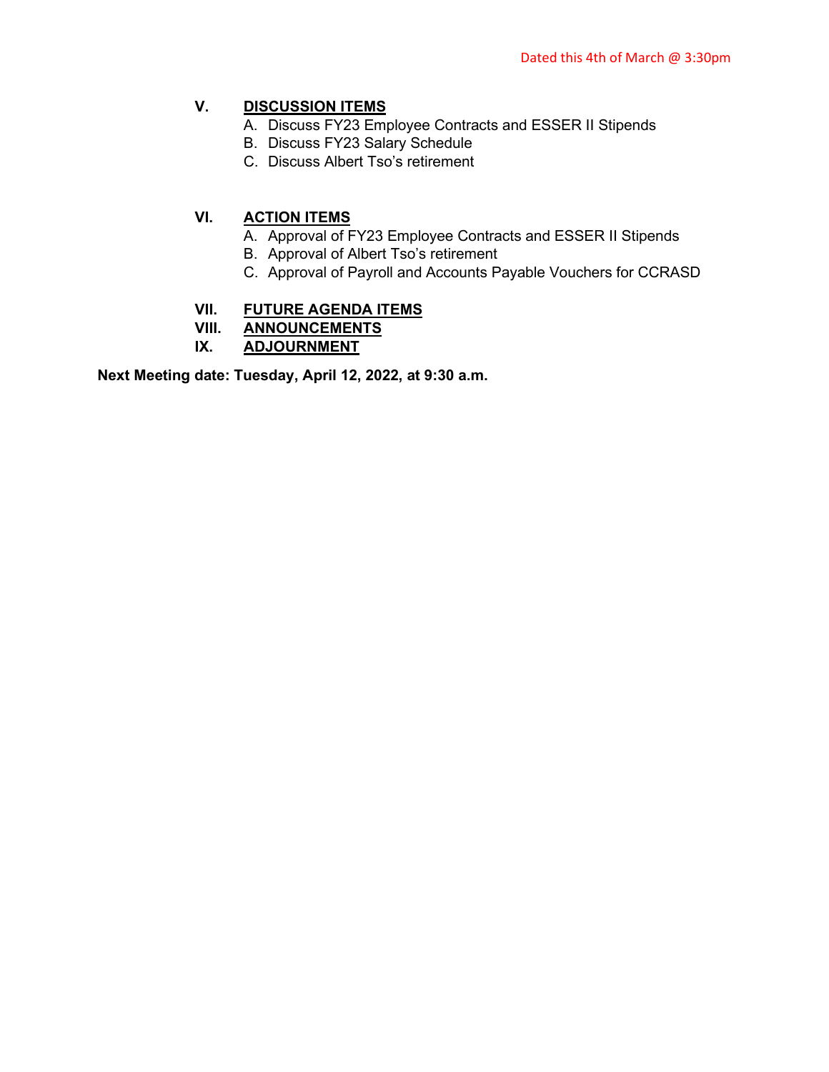Dated this 4th of March @ 3:30pm

**V. DISCUSSION ITEMS**

A. Discuss FY23 Employee Contracts and ESSER II Stipends
B. Discuss FY23 Salary Schedule
C. Discuss Albert Tso's retirement

**VI. ACTION ITEMS**

A. Approval of FY23 Employee Contracts and ESSER II Stipends
B. Approval of Albert Tso's retirement
C. Approval of Payroll and Accounts Payable Vouchers for CCRASD

**VII. FUTURE AGENDA ITEMS**

**VIII. ANNOUNCEMENTS**

**IX. ADJOURNMENT**

**Next Meeting date: Tuesday, April 12, 2022, at 9:30 a.m.**